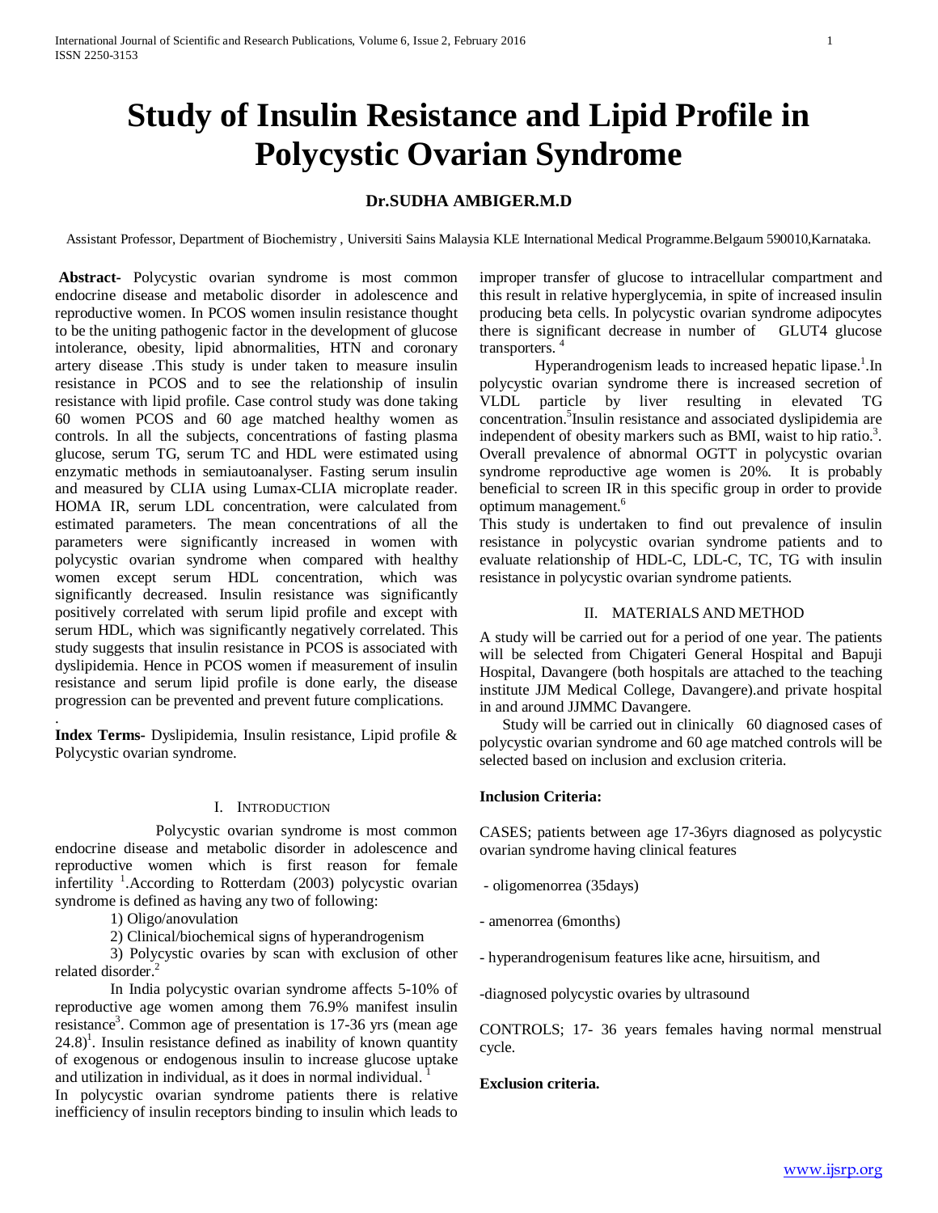# Study of Insulin Resistance and Lipid Profile in Polycystic Ovarian Syndrome

**Dr.SUDHA AMBIGER.M.D**

Assistant Professor, Department of Biochemistry , Universiti Sains Malaysia KLE International Medical Programme.Belgaum 590010,Karnataka.

**Abstract-** Polycystic ovarian syndrome is most common endocrine disease and metabolic disorder in adolescence and reproductive women. In PCOS women insulin resistance thought to be the uniting pathogenic factor in the development of glucose intolerance, obesity, lipid abnormalities, HTN and coronary artery disease .This study is under taken to measure insulin resistance in PCOS and to see the relationship of insulin resistance with lipid profile. Case control study was done taking 60 women PCOS and 60 age matched healthy women as controls. In all the subjects, concentrations of fasting plasma glucose, serum TG, serum TC and HDL were estimated using enzymatic methods in semiautoanalyser. Fasting serum insulin and measured by CLIA using Lumax-CLIA microplate reader. HOMA IR, serum LDL concentration, were calculated from estimated parameters. The mean concentrations of all the parameters were significantly increased in women with polycystic ovarian syndrome when compared with healthy women except serum HDL concentration, which was significantly decreased. Insulin resistance was significantly positively correlated with serum lipid profile and except with serum HDL, which was significantly negatively correlated. This study suggests that insulin resistance in PCOS is associated with dyslipidemia. Hence in PCOS women if measurement of insulin resistance and serum lipid profile is done early, the disease progression can be prevented and prevent future complications.

.

**Index Terms-** Dyslipidemia, Insulin resistance, Lipid profile & Polycystic ovarian syndrome.

## I. Introduction

Polycystic ovarian syndrome is most common endocrine disease and metabolic disorder in adolescence and reproductive women which is first reason for female infertility [1].According to Rotterdam (2003) polycystic ovarian syndrome is defined as having any two of following:

1) Oligo/anovulation

2) Clinical/biochemical signs of hyperandrogenism

3) Polycystic ovaries by scan with exclusion of other related disorder.[2]

In India polycystic ovarian syndrome affects 5-10% of reproductive age women among them 76.9% manifest insulin resistance[3]. Common age of presentation is 17-36 yrs (mean age 24.8)[1]. Insulin resistance defined as inability of known quantity of exogenous or endogenous insulin to increase glucose uptake and utilization in individual, as it does in normal individual. [1]

In polycystic ovarian syndrome patients there is relative inefficiency of insulin receptors binding to insulin which leads to improper transfer of glucose to intracellular compartment and this result in relative hyperglycemia, in spite of increased insulin producing beta cells. In polycystic ovarian syndrome adipocytes there is significant decrease in number of GLUT4 glucose transporters. [4]

Hyperandrogenism leads to increased hepatic lipase.[1].In polycystic ovarian syndrome there is increased secretion of VLDL particle by liver resulting in elevated TG concentration.[5]Insulin resistance and associated dyslipidemia are independent of obesity markers such as BMI, waist to hip ratio.[3]. Overall prevalence of abnormal OGTT in polycystic ovarian syndrome reproductive age women is 20%. It is probably beneficial to screen IR in this specific group in order to provide optimum management.[6]

This study is undertaken to find out prevalence of insulin resistance in polycystic ovarian syndrome patients and to evaluate relationship of HDL-C, LDL-C, TC, TG with insulin resistance in polycystic ovarian syndrome patients.

## II. Materials and Method

A study will be carried out for a period of one year. The patients will be selected from Chigateri General Hospital and Bapuji Hospital, Davangere (both hospitals are attached to the teaching institute JJM Medical College, Davangere).and private hospital in and around JJMMC Davangere.

Study will be carried out in clinically 60 diagnosed cases of polycystic ovarian syndrome and 60 age matched controls will be selected based on inclusion and exclusion criteria.

**Inclusion Criteria:**

CASES; patients between age 17-36yrs diagnosed as polycystic ovarian syndrome having clinical features

- oligomenorrea (35days)

- amenorrea (6months)

- hyperandrogenisum features like acne, hirsuitism, and

-diagnosed polycystic ovaries by ultrasound

CONTROLS; 17- 36 years females having normal menstrual cycle.

**Exclusion criteria.**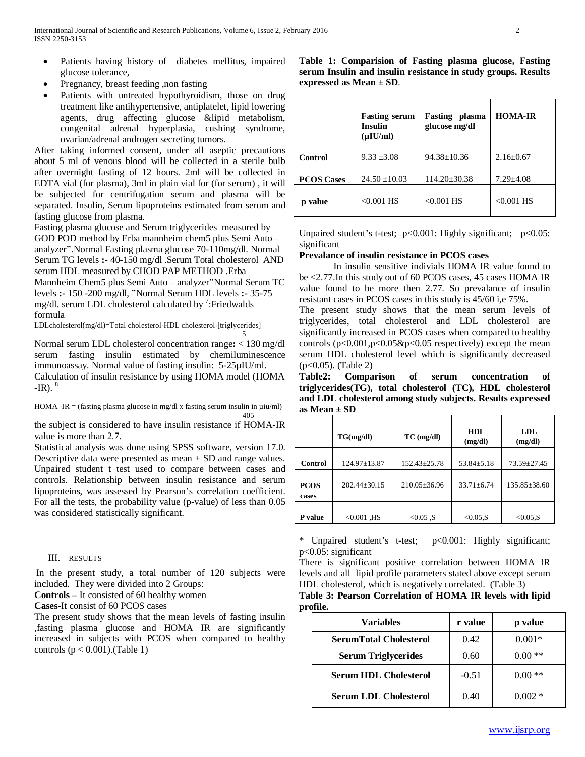- Patients having history of diabetes mellitus, impaired glucose tolerance,
- Pregnancy, breast feeding ,non fasting
- Patients with untreated hypothyroidism, those on drug treatment like antihypertensive, antiplatelet, lipid lowering agents, drug affecting glucose &lipid metabolism, congenital adrenal hyperplasia, cushing syndrome, ovarian/adrenal androgen secreting tumors.

After taking informed consent, under all aseptic precautions about 5 ml of venous blood will be collected in a sterile bulb after overnight fasting of 12 hours. 2ml will be collected in EDTA vial (for plasma), 3ml in plain vial for (for serum) , it will be subjected for centrifugation serum and plasma will be separated. Insulin, Serum lipoproteins estimated from serum and fasting glucose from plasma.

Fasting plasma glucose and Serum triglycerides measured by GOD POD method by Erba mannheim chem5 plus Semi Auto – analyzer".Normal Fasting plasma glucose 70-110mg/dl. Normal Serum TG levels **:-** 40-150 mg/dl .Serum Total cholesterol AND serum HDL measured by CHOD PAP METHOD .Erba Mannheim Chem5 plus Semi Auto – analyzer"Normal Serum TC levels **:-** 150 -200 mg/dl, "Normal Serum HDL levels **:-** 35-75 mg/dl. serum LDL cholesterol calculated by [7]:Friedwalds formula

$$\text{LDLcholesterol(mg/dl)} = \text{Total cholesterol} - \text{HDL cholesterol} - \frac{[\text{triglycerides}]}{5}$$

Normal serum LDL cholesterol concentration range**:** < 130 mg/dl serum fasting insulin estimated by chemiluminescence immunoassay. Normal value of fasting insulin: 5-25µIU/ml.

Calculation of insulin resistance by using HOMA model (HOMA -IR). [8]

$$\text{HOMA -IR} = \frac{\text{fasting plasma glucose in mg/dl} \times \text{fasting serum insulin in µiu/ml}}{405}$$

the subject is considered to have insulin resistance if HOMA-IR value is more than 2.7.

Statistical analysis was done using SPSS software, version 17.0. Descriptive data were presented as mean ± SD and range values. Unpaired student t test used to compare between cases and controls. Relationship between insulin resistance and serum lipoproteins, was assessed by Pearson's correlation coefficient. For all the tests, the probability value (p-value) of less than 0.05 was considered statistically significant.

## III. RESULTS

In the present study, a total number of 120 subjects were included. They were divided into 2 Groups:

**Controls –** It consisted of 60 healthy women

**Cases**-It consist of 60 PCOS cases

The present study shows that the mean levels of fasting insulin ,fasting plasma glucose and HOMA IR are significantly increased in subjects with PCOS when compared to healthy controls ($p < 0.001$).(Table 1)

**Table 1: Comparision of Fasting plasma glucose, Fasting serum Insulin and insulin resistance in study groups. Results expressed as Mean ± SD**.

| | Fasting serum Insulin (µIU/ml) | Fasting plasma glucose mg/dl | HOMA-IR |
|---|---|---|---|
| **Control** | 9.33 ±3.08 | 94.38±10.36 | 2.16±0.67 |
| **PCOS Cases** | 24.50 ±10.03 | 114.20±30.38 | 7.29±4.08 |
| **p value** | <0.001 HS | <0.001 HS | <0.001 HS |

Unpaired student's t-test; $p<0.001$: Highly significant; $p<0.05$: significant

**Prevalance of insulin resistance in PCOS cases**

In insulin sensitive indivials HOMA IR value found to be <2.77.In this study out of 60 PCOS cases, 45 cases HOMA IR value found to be more then 2.77. So prevalance of insulin resistant cases in PCOS cases in this study is 45/60 i,e 75%.

The present study shows that the mean serum levels of triglycerides, total cholesterol and LDL cholesterol are significantly increased in PCOS cases when compared to healthy controls ($p<0.001, p<0.05 \& p<0.05$ respectively) except the mean serum HDL cholesterol level which is significantly decreased ($p<0.05$). (Table 2)

**Table2: Comparison of serum concentration of triglycerides(TG), total cholesterol (TC), HDL cholesterol and LDL cholesterol among study subjects. Results expressed as Mean ± SD**

| | TG(mg/dl) | TC (mg/dl) | HDL (mg/dl) | LDL (mg/dl) |
|---|---|---|---|---|
| **Control** | 124.97±13.87 | 152.43±25.78 | 53.84±5.18 | 73.59±27.45 |
| **PCOS cases** | 202.44±30.15 | 210.05±36.96 | 33.71±6.74 | 135.85±38.60 |
| **P value** | <0.001 ,HS | <0.05 ,S | <0.05,S | <0.05,S |

* Unpaired student's t-test; $p<0.001$: Highly significant; $p<0.05$: significant

There is significant positive correlation between HOMA IR levels and all lipid profile parameters stated above except serum HDL cholesterol, which is negatively correlated. (Table 3)

**Table 3: Pearson Correlation of HOMA IR levels with lipid profile.**

| Variables | r value | p value |
|---|---|---|
| **SerumTotal Cholesterol** | 0.42 | 0.001* |
| **Serum Triglycerides** | 0.60 | 0.00 ** |
| **Serum HDL Cholesterol** | -0.51 | 0.00 ** |
| **Serum LDL Cholesterol** | 0.40 | 0.002 * |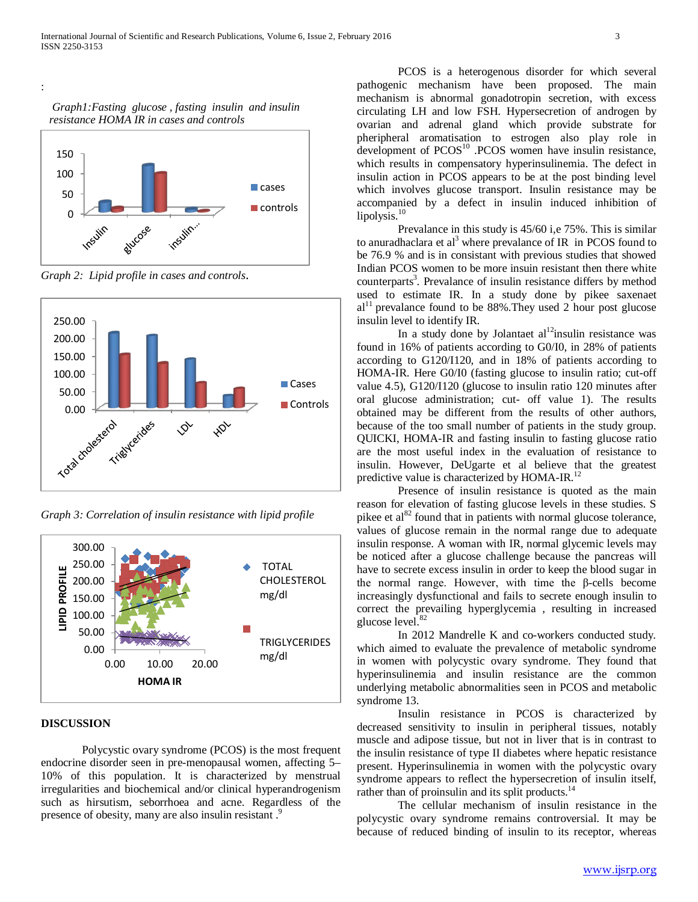:

*Graph1:Fasting glucose , fasting insulin and insulin resistance HOMA IR in cases and controls*

*Graph 2: Lipid profile in cases and controls.*

*Graph 3: Correlation of insulin resistance with lipid profile*

## DISCUSSION

Polycystic ovary syndrome (PCOS) is the most frequent endocrine disorder seen in pre-menopausal women, affecting 5–10% of this population. It is characterized by menstrual irregularities and biochemical and/or clinical hyperandrogenism such as hirsutism, seborrhoea and acne. Regardless of the presence of obesity, many are also insulin resistant .[9]

PCOS is a heterogenous disorder for which several pathogenic mechanism have been proposed. The main mechanism is abnormal gonadotropin secretion, with excess circulating LH and low FSH. Hypersecretion of androgen by ovarian and adrenal gland which provide substrate for pheripheral aromatisation to estrogen also play role in development of PCOS[10] .PCOS women have insulin resistance, which results in compensatory hyperinsulinemia. The defect in insulin action in PCOS appears to be at the post binding level which involves glucose transport. Insulin resistance may be accompanied by a defect in insulin induced inhibition of lipolysis.[10]

Prevalance in this study is 45/60 i,e 75%. This is similar to anuradhaclara et al[3] where prevalance of IR in PCOS found to be 76.9 % and is in consistant with previous studies that showed Indian PCOS women to be more insuin resistant then there white counterparts[3]. Prevalance of insulin resistance differs by method used to estimate IR. In a study done by pikee saxenaet al[11] prevalance found to be 88%.They used 2 hour post glucose insulin level to identify IR.

In a study done by Jolantaet al[12]insulin resistance was found in 16% of patients according to G0/I0, in 28% of patients according to G120/I120, and in 18% of patients according to HOMA-IR. Here G0/I0 (fasting glucose to insulin ratio; cut-off value 4.5), G120/I120 (glucose to insulin ratio 120 minutes after oral glucose administration; cut- off value 1). The results obtained may be different from the results of other authors, because of the too small number of patients in the study group. QUICKI, HOMA-IR and fasting insulin to fasting glucose ratio are the most useful index in the evaluation of resistance to insulin. However, DeUgarte et al believe that the greatest predictive value is characterized by HOMA-IR.[12]

Presence of insulin resistance is quoted as the main reason for elevation of fasting glucose levels in these studies. S pikee et al[82] found that in patients with normal glucose tolerance, values of glucose remain in the normal range due to adequate insulin response. A woman with IR, normal glycemic levels may be noticed after a glucose challenge because the pancreas will have to secrete excess insulin in order to keep the blood sugar in the normal range. However, with time the β-cells become increasingly dysfunctional and fails to secrete enough insulin to correct the prevailing hyperglycemia , resulting in increased glucose level.[82]

In 2012 Mandrelle K and co-workers conducted study. which aimed to evaluate the prevalence of metabolic syndrome in women with polycystic ovary syndrome. They found that hyperinsulinemia and insulin resistance are the common underlying metabolic abnormalities seen in PCOS and metabolic syndrome 13.

Insulin resistance in PCOS is characterized by decreased sensitivity to insulin in peripheral tissues, notably muscle and adipose tissue, but not in liver that is in contrast to the insulin resistance of type II diabetes where hepatic resistance present. Hyperinsulinemia in women with the polycystic ovary syndrome appears to reflect the hypersecretion of insulin itself, rather than of proinsulin and its split products.[14]

The cellular mechanism of insulin resistance in the polycystic ovary syndrome remains controversial. It may be because of reduced binding of insulin to its receptor, whereas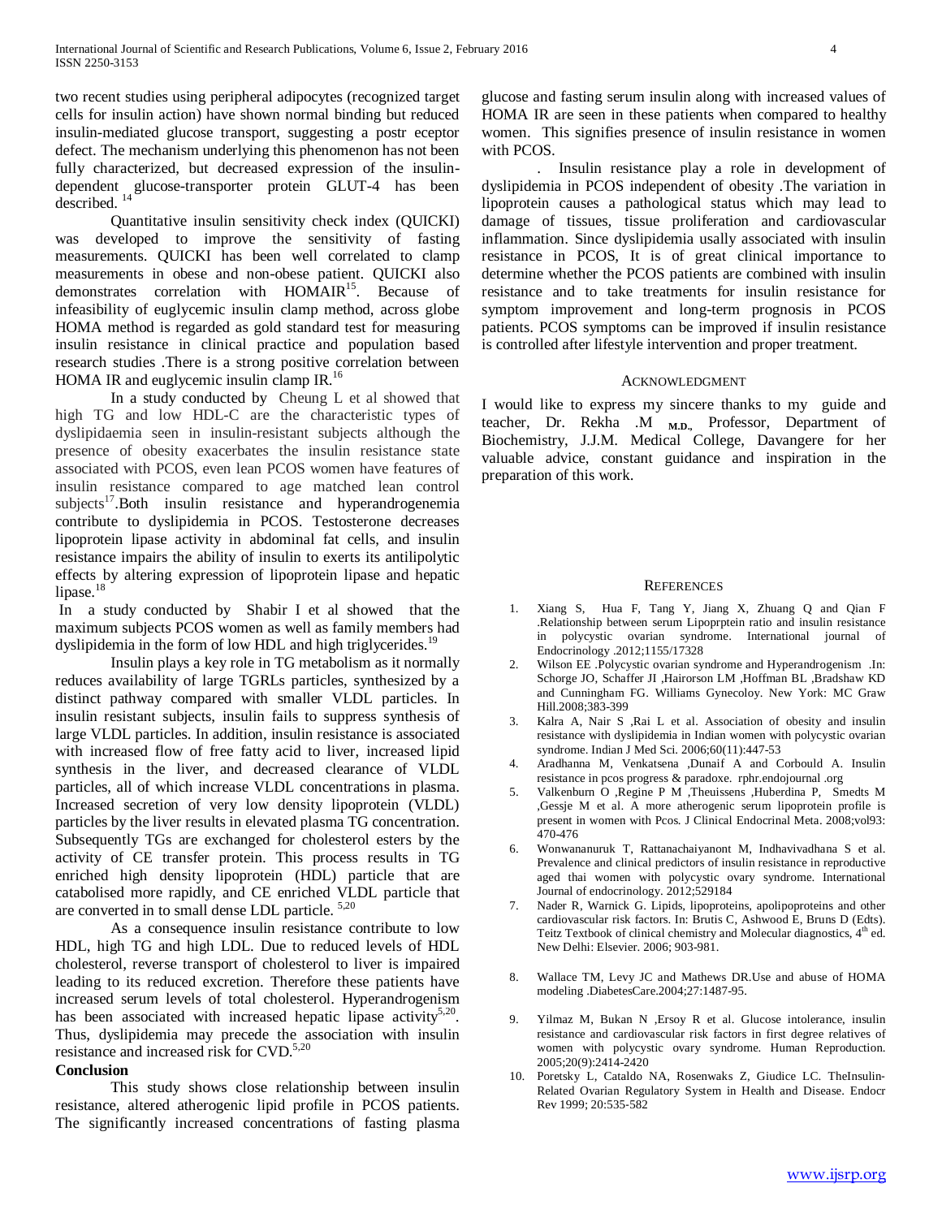two recent studies using peripheral adipocytes (recognized target cells for insulin action) have shown normal binding but reduced insulin-mediated glucose transport, suggesting a postr eceptor defect. The mechanism underlying this phenomenon has not been fully characterized, but decreased expression of the insulin-dependent glucose-transporter protein GLUT-4 has been described. [14]

Quantitative insulin sensitivity check index (QUICKI) was developed to improve the sensitivity of fasting measurements. QUICKI has been well correlated to clamp measurements in obese and non-obese patient. QUICKI also demonstrates correlation with HOMAIR[15]. Because of infeasibility of euglycemic insulin clamp method, across globe HOMA method is regarded as gold standard test for measuring insulin resistance in clinical practice and population based research studies .There is a strong positive correlation between HOMA IR and euglycemic insulin clamp IR.[16]

In a study conducted by Cheung L et al showed that high TG and low HDL-C are the characteristic types of dyslipidaemia seen in insulin-resistant subjects although the presence of obesity exacerbates the insulin resistance state associated with PCOS, even lean PCOS women have features of insulin resistance compared to age matched lean control subjects[17].Both insulin resistance and hyperandrogenemia contribute to dyslipidemia in PCOS. Testosterone decreases lipoprotein lipase activity in abdominal fat cells, and insulin resistance impairs the ability of insulin to exerts its antilipolytic effects by altering expression of lipoprotein lipase and hepatic lipase.[18]

In a study conducted by Shabir I et al showed that the maximum subjects PCOS women as well as family members had dyslipidemia in the form of low HDL and high triglycerides.[19]

Insulin plays a key role in TG metabolism as it normally reduces availability of large TGRLs particles, synthesized by a distinct pathway compared with smaller VLDL particles. In insulin resistant subjects, insulin fails to suppress synthesis of large VLDL particles. In addition, insulin resistance is associated with increased flow of free fatty acid to liver, increased lipid synthesis in the liver, and decreased clearance of VLDL particles, all of which increase VLDL concentrations in plasma. Increased secretion of very low density lipoprotein (VLDL) particles by the liver results in elevated plasma TG concentration. Subsequently TGs are exchanged for cholesterol esters by the activity of CE transfer protein. This process results in TG enriched high density lipoprotein (HDL) particle that are catabolised more rapidly, and CE enriched VLDL particle that are converted in to small dense LDL particle. [5,20]

As a consequence insulin resistance contribute to low HDL, high TG and high LDL. Due to reduced levels of HDL cholesterol, reverse transport of cholesterol to liver is impaired leading to its reduced excretion. Therefore these patients have increased serum levels of total cholesterol. Hyperandrogenism has been associated with increased hepatic lipase activity[5,20]. Thus, dyslipidemia may precede the association with insulin resistance and increased risk for CVD.[5,20]

**Conclusion**

This study shows close relationship between insulin resistance, altered atherogenic lipid profile in PCOS patients. The significantly increased concentrations of fasting plasma glucose and fasting serum insulin along with increased values of HOMA IR are seen in these patients when compared to healthy women. This signifies presence of insulin resistance in women with PCOS.

. Insulin resistance play a role in development of dyslipidemia in PCOS independent of obesity .The variation in lipoprotein causes a pathological status which may lead to damage of tissues, tissue proliferation and cardiovascular inflammation. Since dyslipidemia usally associated with insulin resistance in PCOS, It is of great clinical importance to determine whether the PCOS patients are combined with insulin resistance and to take treatments for insulin resistance for symptom improvement and long-term prognosis in PCOS patients. PCOS symptoms can be improved if insulin resistance is controlled after lifestyle intervention and proper treatment.

## Acknowledgment

I would like to express my sincere thanks to my guide and teacher, Dr. Rekha .M M.D., Professor, Department of Biochemistry, J.J.M. Medical College, Davangere for her valuable advice, constant guidance and inspiration in the preparation of this work.

## References

1. Xiang S, Hua F, Tang Y, Jiang X, Zhuang Q and Qian F .Relationship between serum Lipoprptein ratio and insulin resistance in polycystic ovarian syndrome. International journal of Endocrinology .2012;1155/17328
2. Wilson EE .Polycystic ovarian syndrome and Hyperandrogenism .In: Schorge JO, Schaffer JI ,Hairorson LM ,Hoffman BL ,Bradshaw KD and Cunningham FG. Williams Gynecoloy. New York: MC Graw Hill.2008;383-399
3. Kalra A, Nair S ,Rai L et al. Association of obesity and insulin resistance with dyslipidemia in Indian women with polycystic ovarian syndrome. Indian J Med Sci. 2006;60(11):447-53
4. Aradhanna M, Venkatsena ,Dunaif A and Corbould A. Insulin resistance in pcos progress & paradoxe. rphr.endojournal .org
5. Valkenburn O ,Regine P M ,Theuissens ,Huberdina P, Smedts M ,Gessje M et al. A more atherogenic serum lipoprotein profile is present in women with Pcos. J Clinical Endocrinal Meta. 2008;vol93: 470-476
6. Wonwananuruk T, Rattanachaiyanont M, Indhavivadhana S et al. Prevalence and clinical predictors of insulin resistance in reproductive aged thai women with polycystic ovary syndrome. International Journal of endocrinology. 2012;529184
7. Nader R, Warnick G. Lipids, lipoproteins, apolipoproteins and other cardiovascular risk factors. In: Brutis C, Ashwood E, Bruns D (Edts). Teitz Textbook of clinical chemistry and Molecular diagnostics, 4th ed. New Delhi: Elsevier. 2006; 903-981.
8. Wallace TM, Levy JC and Mathews DR.Use and abuse of HOMA modeling .DiabetesCare.2004;27:1487-95.
9. Yilmaz M, Bukan N ,Ersoy R et al. Glucose intolerance, insulin resistance and cardiovascular risk factors in first degree relatives of women with polycystic ovary syndrome. Human Reproduction. 2005;20(9):2414-2420
10. Poretsky L, Cataldo NA, Rosenwaks Z, Giudice LC. TheInsulin-Related Ovarian Regulatory System in Health and Disease. Endocr Rev 1999; 20:535-582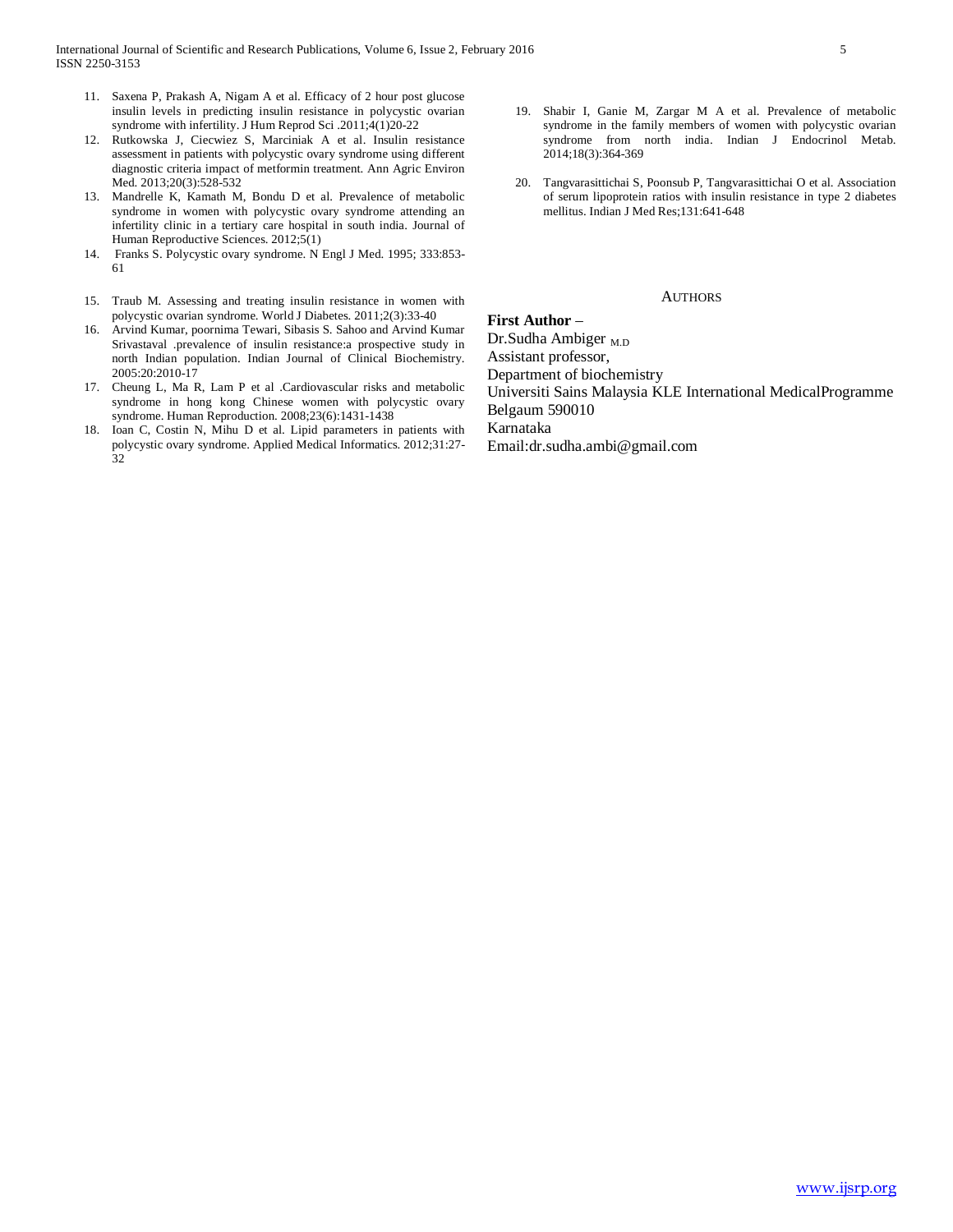11. Saxena P, Prakash A, Nigam A et al. Efficacy of 2 hour post glucose insulin levels in predicting insulin resistance in polycystic ovarian syndrome with infertility. J Hum Reprod Sci .2011;4(1)20-22
12. Rutkowska J, Ciecwiez S, Marciniak A et al. Insulin resistance assessment in patients with polycystic ovary syndrome using different diagnostic criteria impact of metformin treatment. Ann Agric Environ Med. 2013;20(3):528-532
13. Mandrelle K, Kamath M, Bondu D et al. Prevalence of metabolic syndrome in women with polycystic ovary syndrome attending an infertility clinic in a tertiary care hospital in south india. Journal of Human Reproductive Sciences. 2012;5(1)
14. Franks S. Polycystic ovary syndrome. N Engl J Med. 1995; 333:853-61
15. Traub M. Assessing and treating insulin resistance in women with polycystic ovarian syndrome. World J Diabetes. 2011;2(3):33-40
16. Arvind Kumar, poornima Tewari, Sibasis S. Sahoo and Arvind Kumar Srivastaval .prevalence of insulin resistance:a prospective study in north Indian population. Indian Journal of Clinical Biochemistry. 2005:20:2010-17
17. Cheung L, Ma R, Lam P et al .Cardiovascular risks and metabolic syndrome in hong kong Chinese women with polycystic ovary syndrome. Human Reproduction. 2008;23(6):1431-1438
18. Ioan C, Costin N, Mihu D et al. Lipid parameters in patients with polycystic ovary syndrome. Applied Medical Informatics. 2012;31:27-32
19. Shabir I, Ganie M, Zargar M A et al. Prevalence of metabolic syndrome in the family members of women with polycystic ovarian syndrome from north india. Indian J Endocrinol Metab. 2014;18(3):364-369
20. Tangvarasittichai S, Poonsub P, Tangvarasittichai O et al. Association of serum lipoprotein ratios with insulin resistance in type 2 diabetes mellitus. Indian J Med Res;131:641-648

## Authors

**First Author** –
Dr.Sudha Ambiger M.D
Assistant professor,
Department of biochemistry
Universiti Sains Malaysia KLE International MedicalProgramme
Belgaum 590010
Karnataka
Email:dr.sudha.ambi@gmail.com